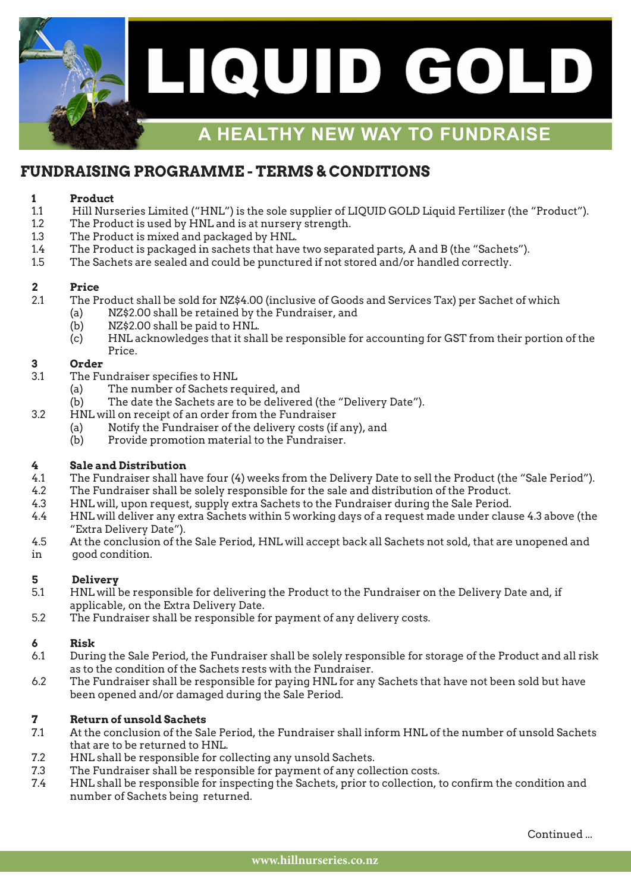# LIQUID GOLD

## A HEALTHY NEW WAY TO FUNDRAISE

## FUNDRAISING PROGRAMME - TERMS & CONDITIONS

**1 Product**

1.1 Hill Nurseries Limited ("HNL") is the sole supplier of LIQUID GOLD Liquid Fertilizer (the "Product").

1.2 The Product is used by HNL and is at nursery strength.

1.3 The Product is mixed and packaged by HNL.

1.4 The Product is packaged in sachets that have two separated parts, A and B (the "Sachets").

1.5 The Sachets are sealed and could be punctured if not stored and/or handled correctly.

**2 Price**

2.1 The Product shall be sold for NZ$4.00 (inclusive of Goods and Services Tax) per Sachet of which
- (a) NZ$2.00 shall be retained by the Fundraiser, and
- (b) NZ$2.00 shall be paid to HNL.
- (c) HNL acknowledges that it shall be responsible for accounting for GST from their portion of the Price.

**3 Order**

3.1 The Fundraiser specifies to HNL
- (a) The number of Sachets required, and
- (b) The date the Sachets are to be delivered (the "Delivery Date").

3.2 HNL will on receipt of an order from the Fundraiser
- (a) Notify the Fundraiser of the delivery costs (if any), and
- (b) Provide promotion material to the Fundraiser.

**4 Sale and Distribution**

4.1 The Fundraiser shall have four (4) weeks from the Delivery Date to sell the Product (the "Sale Period").

4.2 The Fundraiser shall be solely responsible for the sale and distribution of the Product.

4.3 HNL will, upon request, supply extra Sachets to the Fundraiser during the Sale Period.

4.4 HNL will deliver any extra Sachets within 5 working days of a request made under clause 4.3 above (the "Extra Delivery Date").

4.5 At the conclusion of the Sale Period, HNL will accept back all Sachets not sold, that are unopened and in good condition.

**5 Delivery**

5.1 HNL will be responsible for delivering the Product to the Fundraiser on the Delivery Date and, if applicable, on the Extra Delivery Date.

5.2 The Fundraiser shall be responsible for payment of any delivery costs.

**6 Risk**

6.1 During the Sale Period, the Fundraiser shall be solely responsible for storage of the Product and all risk as to the condition of the Sachets rests with the Fundraiser.

6.2 The Fundraiser shall be responsible for paying HNL for any Sachets that have not been sold but have been opened and/or damaged during the Sale Period.

**7 Return of unsold Sachets**

7.1 At the conclusion of the Sale Period, the Fundraiser shall inform HNL of the number of unsold Sachets that are to be returned to HNL.

7.2 HNL shall be responsible for collecting any unsold Sachets.

7.3 The Fundraiser shall be responsible for payment of any collection costs.

7.4 HNL shall be responsible for inspecting the Sachets, prior to collection, to confirm the condition and number of Sachets being returned.

Continued ...

www.hillnurseries.co.nz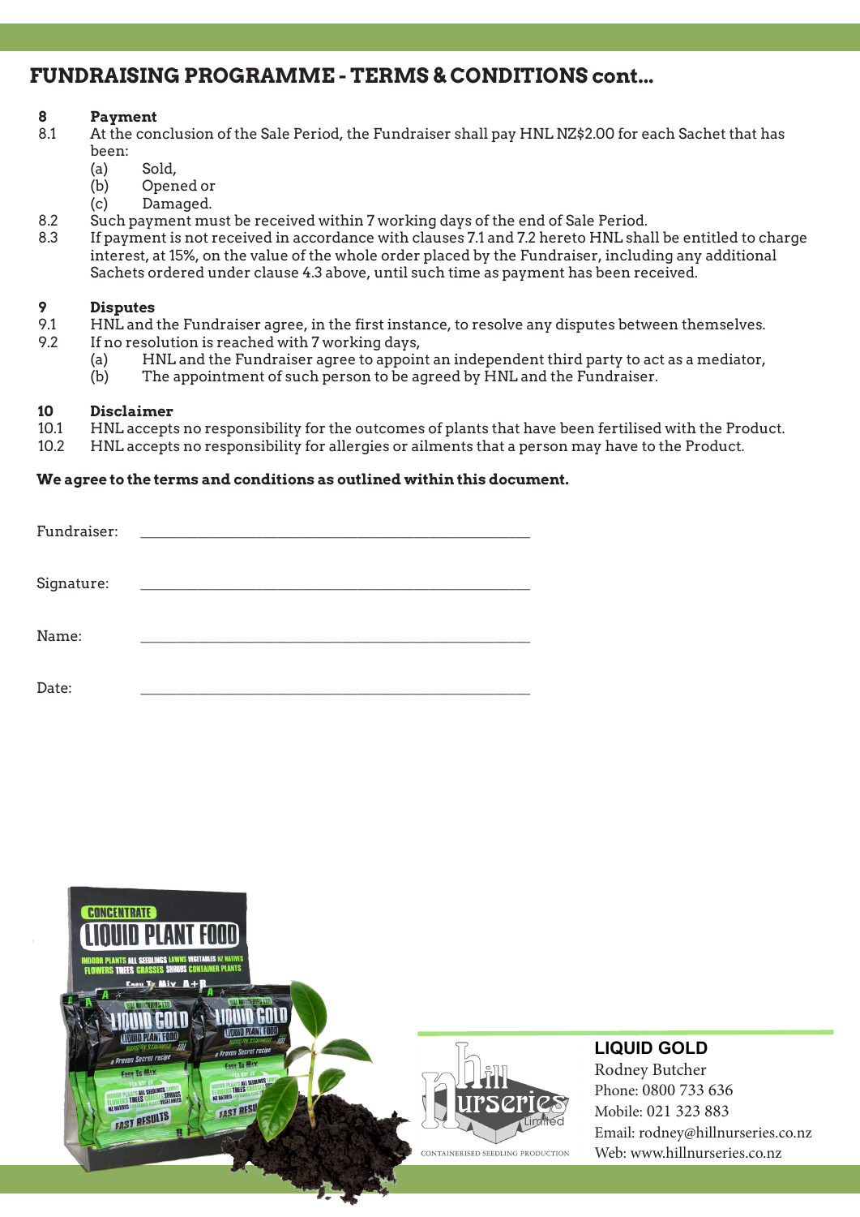## FUNDRAISING PROGRAMME - TERMS & CONDITIONS cont...

**8 Payment**

8.1 At the conclusion of the Sale Period, the Fundraiser shall pay HNL NZ$2.00 for each Sachet that has been:

(a) Sold,
(b) Opened or
(c) Damaged.

8.2 Such payment must be received within 7 working days of the end of Sale Period.

8.3 If payment is not received in accordance with clauses 7.1 and 7.2 hereto HNL shall be entitled to charge interest, at 15%, on the value of the whole order placed by the Fundraiser, including any additional Sachets ordered under clause 4.3 above, until such time as payment has been received.

**9 Disputes**

9.1 HNL and the Fundraiser agree, in the first instance, to resolve any disputes between themselves.

9.2 If no resolution is reached with 7 working days,

(a) HNL and the Fundraiser agree to appoint an independent third party to act as a mediator,
(b) The appointment of such person to be agreed by HNL and the Fundraiser.

**10 Disclaimer**

10.1 HNL accepts no responsibility for the outcomes of plants that have been fertilised with the Product.

10.2 HNL accepts no responsibility for allergies or ailments that a person may have to the Product.

**We agree to the terms and conditions as outlined within this document.**

Fundraiser: ____________________________________________

Signature: ____________________________________________

Name: ____________________________________________

Date: ____________________________________________

**LIQUID GOLD**
Rodney Butcher
Phone: 0800 733 636
Mobile: 021 323 883
Email: rodney@hillnurseries.co.nz
Web: www.hillnurseries.co.nz